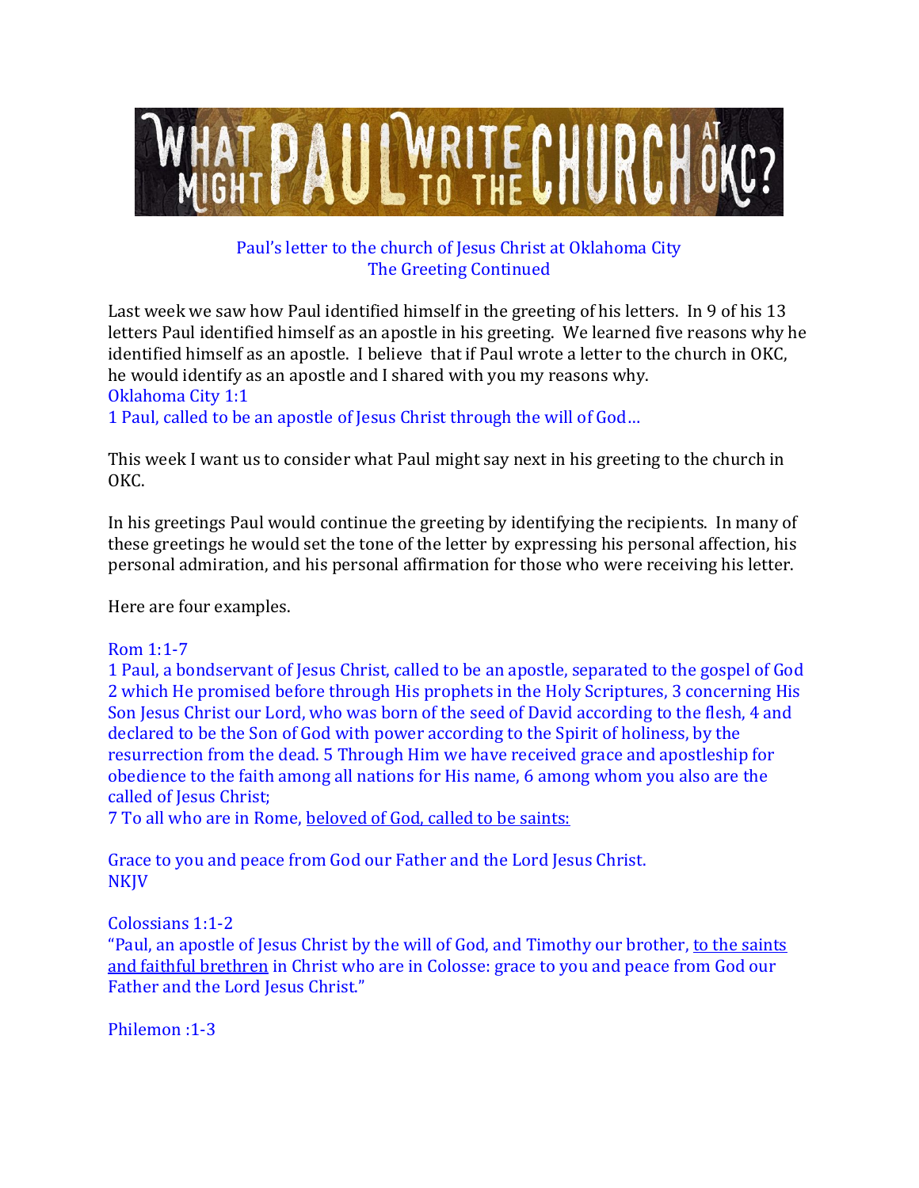# WHAT MIGHT PAUL WRITE TO THE CHURCH AT OKC?

Paul's letter to the church of Jesus Christ at Oklahoma City
The Greeting Continued

Last week we saw how Paul identified himself in the greeting of his letters. In 9 of his 13 letters Paul identified himself as an apostle in his greeting. We learned five reasons why he identified himself as an apostle. I believe that if Paul wrote a letter to the church in OKC, he would identify as an apostle and I shared with you my reasons why.

Oklahoma City 1:1
1 Paul, called to be an apostle of Jesus Christ through the will of God…

This week I want us to consider what Paul might say next in his greeting to the church in OKC.

In his greetings Paul would continue the greeting by identifying the recipients. In many of these greetings he would set the tone of the letter by expressing his personal affection, his personal admiration, and his personal affirmation for those who were receiving his letter.

Here are four examples.

Rom 1:1-7
1 Paul, a bondservant of Jesus Christ, called to be an apostle, separated to the gospel of God 2 which He promised before through His prophets in the Holy Scriptures, 3 concerning His Son Jesus Christ our Lord, who was born of the seed of David according to the flesh, 4 and declared to be the Son of God with power according to the Spirit of holiness, by the resurrection from the dead. 5 Through Him we have received grace and apostleship for obedience to the faith among all nations for His name, 6 among whom you also are the called of Jesus Christ;
7 To all who are in Rome, <u>beloved of God, called to be saints:</u>

Grace to you and peace from God our Father and the Lord Jesus Christ.
NKJV

Colossians 1:1-2
"Paul, an apostle of Jesus Christ by the will of God, and Timothy our brother, <u>to the saints and faithful brethren</u> in Christ who are in Colosse: grace to you and peace from God our Father and the Lord Jesus Christ."

Philemon :1-3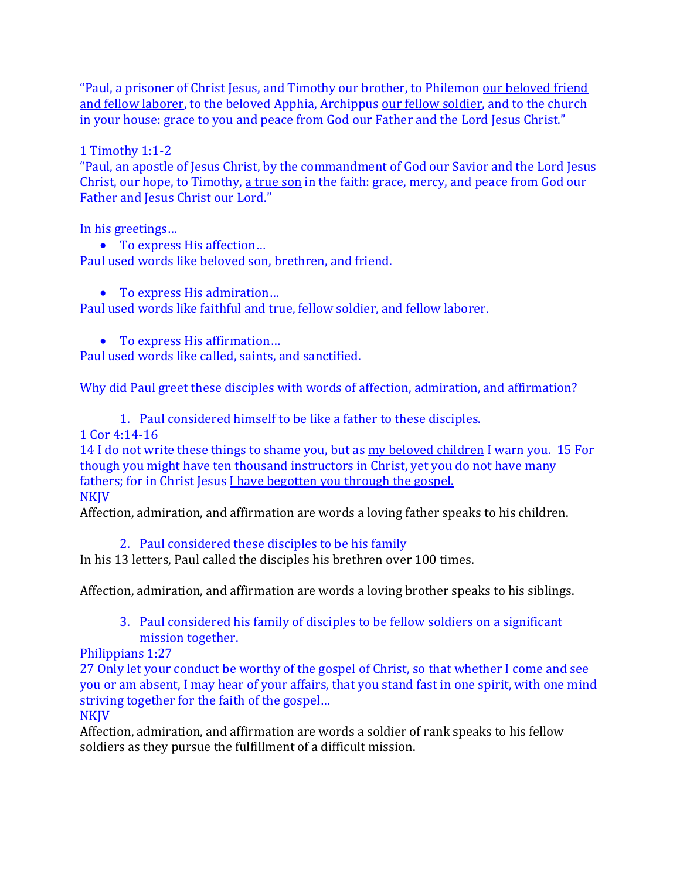"Paul, a prisoner of Christ Jesus, and Timothy our brother, to Philemon <u>our beloved friend and fellow laborer</u>, to the beloved Apphia, Archippus <u>our fellow soldier</u>, and to the church in your house: grace to you and peace from God our Father and the Lord Jesus Christ."

1 Timothy 1:1-2
"Paul, an apostle of Jesus Christ, by the commandment of God our Savior and the Lord Jesus Christ, our hope, to Timothy, <u>a true son</u> in the faith: grace, mercy, and peace from God our Father and Jesus Christ our Lord."

In his greetings…

- To express His affection…

Paul used words like beloved son, brethren, and friend.

- To express His admiration…

Paul used words like faithful and true, fellow soldier, and fellow laborer.

- To express His affirmation…

Paul used words like called, saints, and sanctified.

Why did Paul greet these disciples with words of affection, admiration, and affirmation?

1. Paul considered himself to be like a father to these disciples.

1 Cor 4:14-16
14 I do not write these things to shame you, but as <u>my beloved children</u> I warn you. 15 For though you might have ten thousand instructors in Christ, yet you do not have many fathers; for in Christ Jesus <u>I have begotten you through the gospel.</u>
NKJV
Affection, admiration, and affirmation are words a loving father speaks to his children.

2. Paul considered these disciples to be his family

In his 13 letters, Paul called the disciples his brethren over 100 times.

Affection, admiration, and affirmation are words a loving brother speaks to his siblings.

3. Paul considered his family of disciples to be fellow soldiers on a significant mission together.

Philippians 1:27
27 Only let your conduct be worthy of the gospel of Christ, so that whether I come and see you or am absent, I may hear of your affairs, that you stand fast in one spirit, with one mind striving together for the faith of the gospel…
NKJV
Affection, admiration, and affirmation are words a soldier of rank speaks to his fellow soldiers as they pursue the fulfillment of a difficult mission.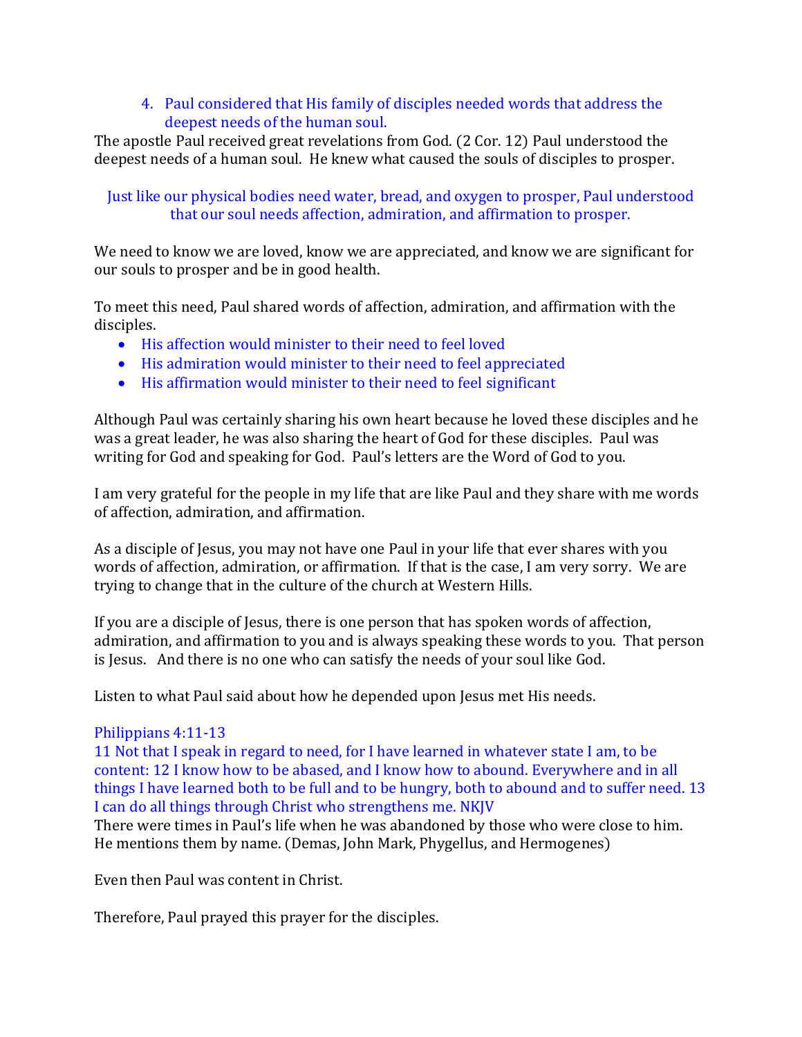4. Paul considered that His family of disciples needed words that address the deepest needs of the human soul.

The apostle Paul received great revelations from God. (2 Cor. 12) Paul understood the deepest needs of a human soul. He knew what caused the souls of disciples to prosper.

Just like our physical bodies need water, bread, and oxygen to prosper, Paul understood that our soul needs affection, admiration, and affirmation to prosper.

We need to know we are loved, know we are appreciated, and know we are significant for our souls to prosper and be in good health.

To meet this need, Paul shared words of affection, admiration, and affirmation with the disciples.

- His affection would minister to their need to feel loved
- His admiration would minister to their need to feel appreciated
- His affirmation would minister to their need to feel significant

Although Paul was certainly sharing his own heart because he loved these disciples and he was a great leader, he was also sharing the heart of God for these disciples. Paul was writing for God and speaking for God. Paul's letters are the Word of God to you.

I am very grateful for the people in my life that are like Paul and they share with me words of affection, admiration, and affirmation.

As a disciple of Jesus, you may not have one Paul in your life that ever shares with you words of affection, admiration, or affirmation. If that is the case, I am very sorry. We are trying to change that in the culture of the church at Western Hills.

If you are a disciple of Jesus, there is one person that has spoken words of affection, admiration, and affirmation to you and is always speaking these words to you. That person is Jesus. And there is no one who can satisfy the needs of your soul like God.

Listen to what Paul said about how he depended upon Jesus met His needs.

Philippians 4:11-13
11 Not that I speak in regard to need, for I have learned in whatever state I am, to be content: 12 I know how to be abased, and I know how to abound. Everywhere and in all things I have learned both to be full and to be hungry, both to abound and to suffer need. 13 I can do all things through Christ who strengthens me. NKJV

There were times in Paul's life when he was abandoned by those who were close to him. He mentions them by name. (Demas, John Mark, Phygellus, and Hermogenes)

Even then Paul was content in Christ.

Therefore, Paul prayed this prayer for the disciples.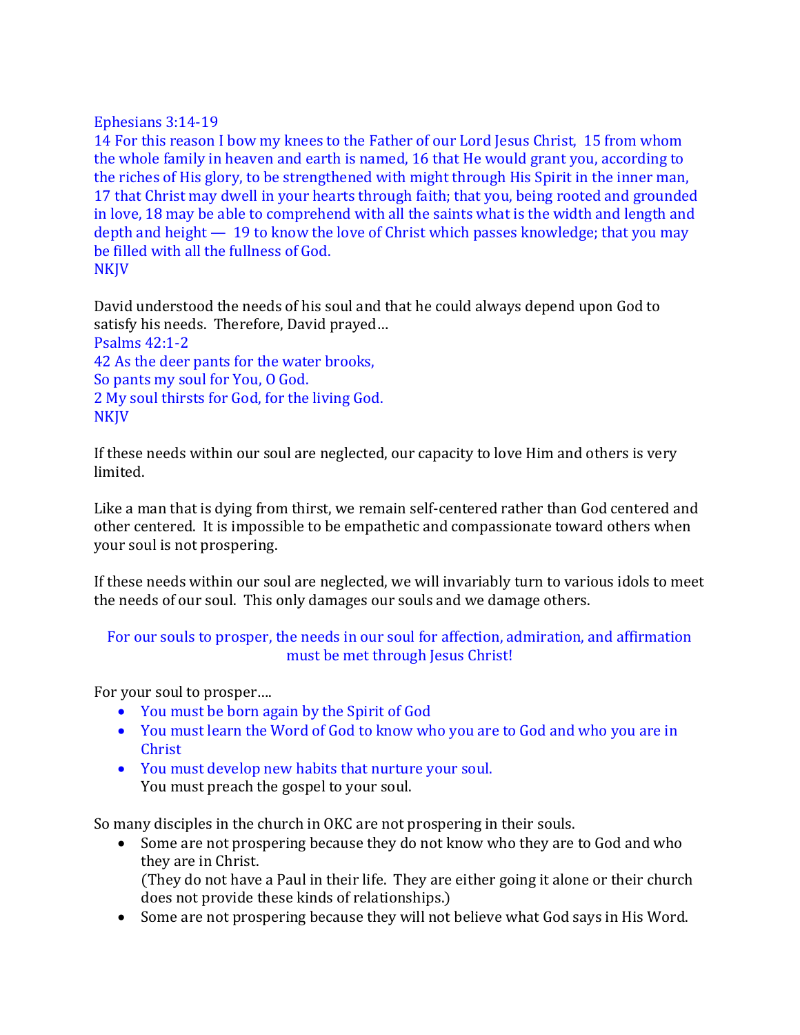Ephesians 3:14-19
14 For this reason I bow my knees to the Father of our Lord Jesus Christ, 15 from whom the whole family in heaven and earth is named, 16 that He would grant you, according to the riches of His glory, to be strengthened with might through His Spirit in the inner man, 17 that Christ may dwell in your hearts through faith; that you, being rooted and grounded in love, 18 may be able to comprehend with all the saints what is the width and length and depth and height — 19 to know the love of Christ which passes knowledge; that you may be filled with all the fullness of God.
NKJV

David understood the needs of his soul and that he could always depend upon God to satisfy his needs. Therefore, David prayed…
Psalms 42:1-2
42 As the deer pants for the water brooks,
So pants my soul for You, O God.
2 My soul thirsts for God, for the living God.
NKJV

If these needs within our soul are neglected, our capacity to love Him and others is very limited.

Like a man that is dying from thirst, we remain self-centered rather than God centered and other centered. It is impossible to be empathetic and compassionate toward others when your soul is not prospering.

If these needs within our soul are neglected, we will invariably turn to various idols to meet the needs of our soul. This only damages our souls and we damage others.

For our souls to prosper, the needs in our soul for affection, admiration, and affirmation must be met through Jesus Christ!

For your soul to prosper….

- You must be born again by the Spirit of God
- You must learn the Word of God to know who you are to God and who you are in Christ
- You must develop new habits that nurture your soul.
  You must preach the gospel to your soul.

So many disciples in the church in OKC are not prospering in their souls.

- Some are not prospering because they do not know who they are to God and who they are in Christ.
  (They do not have a Paul in their life. They are either going it alone or their church does not provide these kinds of relationships.)
- Some are not prospering because they will not believe what God says in His Word.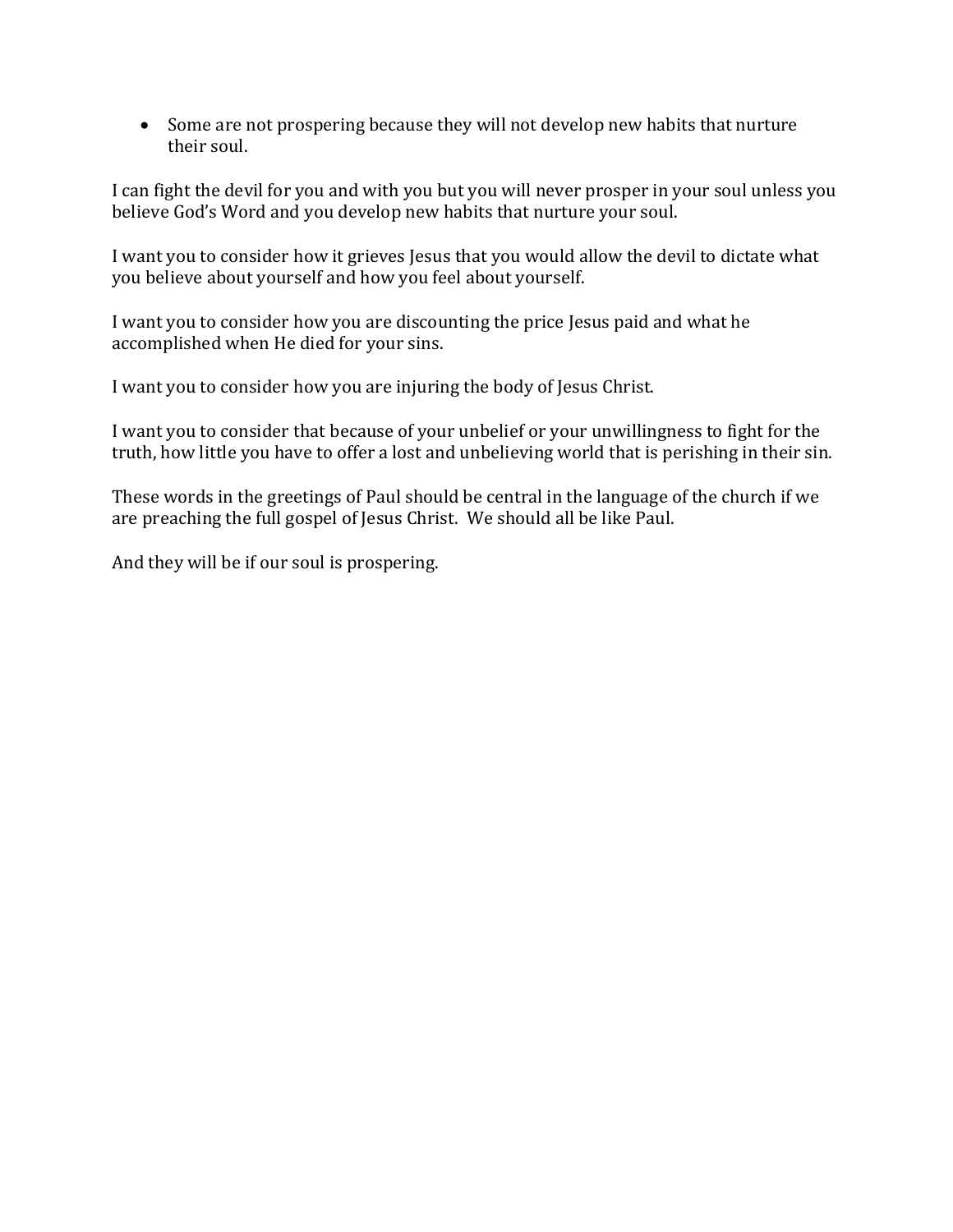- Some are not prospering because they will not develop new habits that nurture their soul.

I can fight the devil for you and with you but you will never prosper in your soul unless you believe God's Word and you develop new habits that nurture your soul.

I want you to consider how it grieves Jesus that you would allow the devil to dictate what you believe about yourself and how you feel about yourself.

I want you to consider how you are discounting the price Jesus paid and what he accomplished when He died for your sins.

I want you to consider how you are injuring the body of Jesus Christ.

I want you to consider that because of your unbelief or your unwillingness to fight for the truth, how little you have to offer a lost and unbelieving world that is perishing in their sin.

These words in the greetings of Paul should be central in the language of the church if we are preaching the full gospel of Jesus Christ. We should all be like Paul.

And they will be if our soul is prospering.